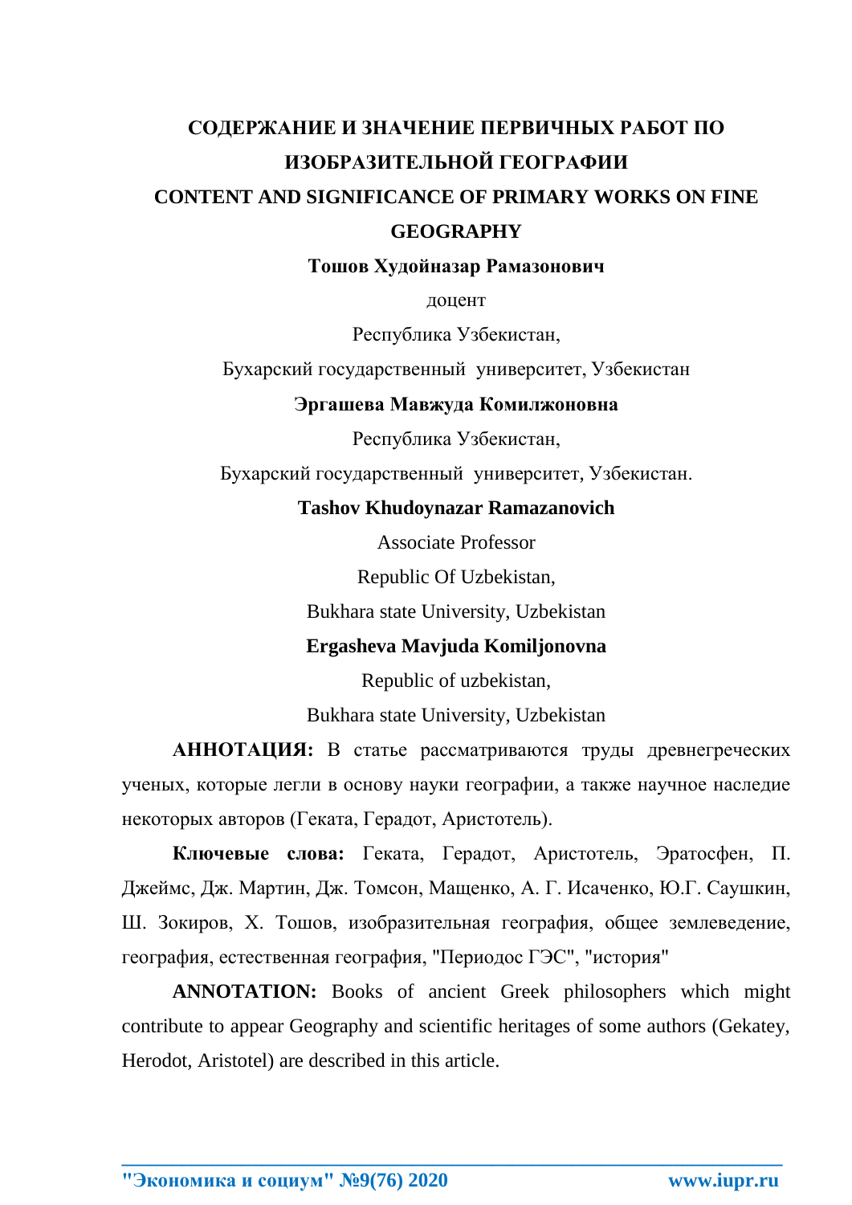# СОДЕРЖАНИЕ И ЗНАЧЕНИЕ ПЕРВИЧНЫХ РАБОТ ПО ИЗОБРАЗИТЕЛЬНОЙ ГЕОГРАФИИ

# CONTENT AND SIGNIFICANCE OF PRIMARY WORKS ON FINE GEOGRAPHY

**Тошов Худойназар Рамазонович**

доцент

Республика Узбекистан,

Бухарский государственный университет, Узбекистан

**Эргашева Мавжуда Комилжоновна**

Республика Узбекистан,

Бухарский государственный университет, Узбекистан.

**Tashov Khudoynazar Ramazanovich**

Associate Professor

Republic Of Uzbekistan,

Bukhara state University, Uzbekistan

**Ergasheva Mavjuda Komiljonovna**

Republic of uzbekistan,

Bukhara state University, Uzbekistan

**АННОТАЦИЯ:** В статье рассматриваются труды древнегреческих ученых, которые легли в основу науки географии, а также научное наследие некоторых авторов (Геката, Герадот, Аристотель).

**Ключевые слова:** Геката, Герадот, Аристотель, Эратосфен, П. Джеймс, Дж. Мартин, Дж. Томсон, Мащенко, А. Г. Исаченко, Ю.Г. Саушкин, Ш. Зокиров, Х. Тошов, изобразительная география, общее землеведение, география, естественная география, "Периодос ГЭС", "история"

**ANNOTATION:** Books of ancient Greek philosophers which might contribute to appear Geography and scientific heritages of some authors (Gekatey, Herodot, Aristotel) are described in this article.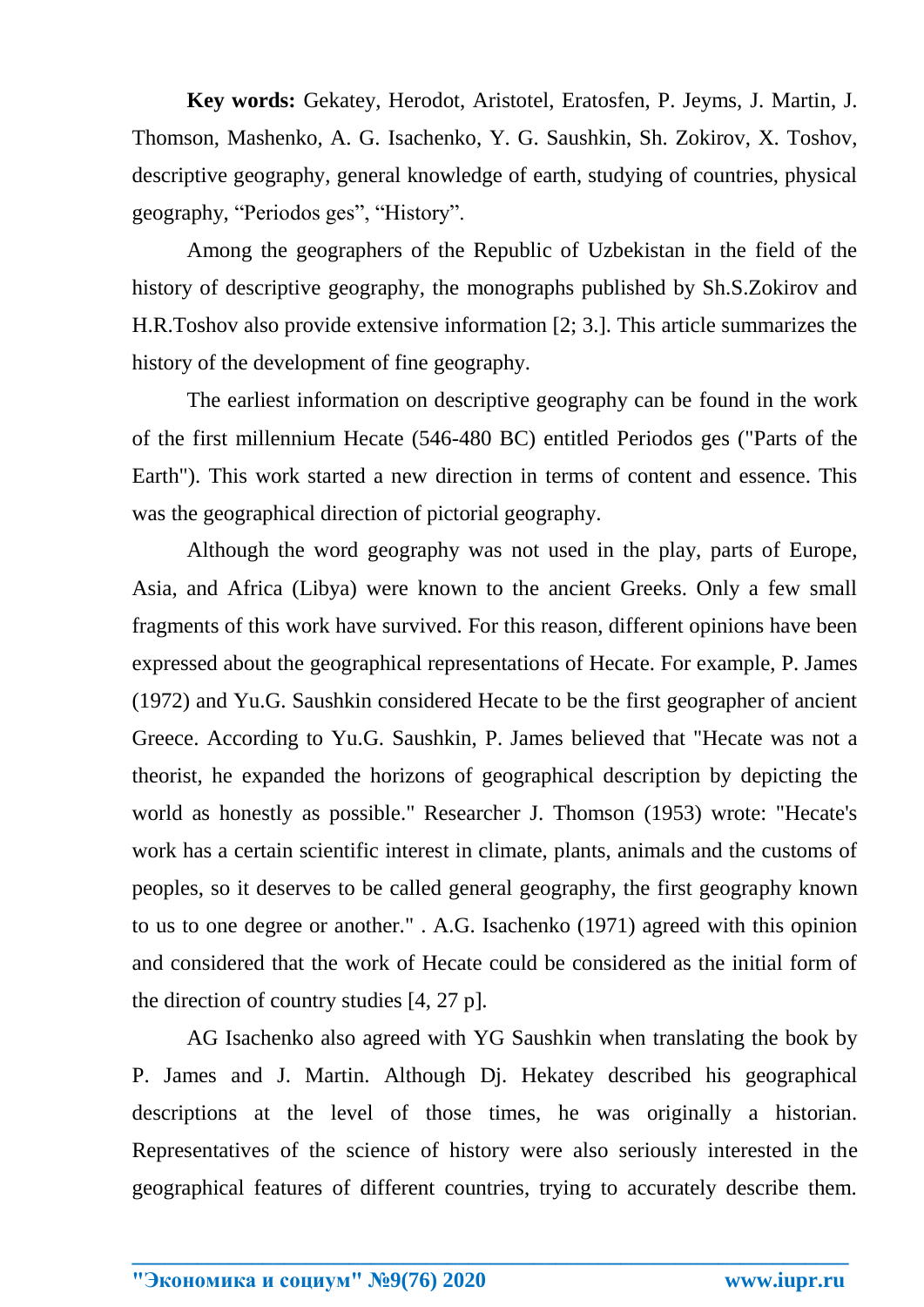**Key words:** Gekatey, Herodot, Aristotel, Eratosfen, P. Jeyms, J. Martin, J. Thomson, Mashenko, A. G. Isachenko, Y. G. Saushkin, Sh. Zokirov, X. Toshov, descriptive geography, general knowledge of earth, studying of countries, physical geography, "Periodos ges", "History".

Among the geographers of the Republic of Uzbekistan in the field of the history of descriptive geography, the monographs published by Sh.S.Zokirov and H.R.Toshov also provide extensive information [2; 3.]. This article summarizes the history of the development of fine geography.

The earliest information on descriptive geography can be found in the work of the first millennium Hecate (546-480 BC) entitled Periodos ges ("Parts of the Earth"). This work started a new direction in terms of content and essence. This was the geographical direction of pictorial geography.

Although the word geography was not used in the play, parts of Europe, Asia, and Africa (Libya) were known to the ancient Greeks. Only a few small fragments of this work have survived. For this reason, different opinions have been expressed about the geographical representations of Hecate. For example, P. James (1972) and Yu.G. Saushkin considered Hecate to be the first geographer of ancient Greece. According to Yu.G. Saushkin, P. James believed that "Hecate was not a theorist, he expanded the horizons of geographical description by depicting the world as honestly as possible." Researcher J. Thomson (1953) wrote: "Hecate's work has a certain scientific interest in climate, plants, animals and the customs of peoples, so it deserves to be called general geography, the first geography known to us to one degree or another." . A.G. Isachenko (1971) agreed with this opinion and considered that the work of Hecate could be considered as the initial form of the direction of country studies [4, 27 p].

AG Isachenko also agreed with YG Saushkin when translating the book by P. James and J. Martin. Although Dj. Hekatey described his geographical descriptions at the level of those times, he was originally a historian. Representatives of the science of history were also seriously interested in the geographical features of different countries, trying to accurately describe them.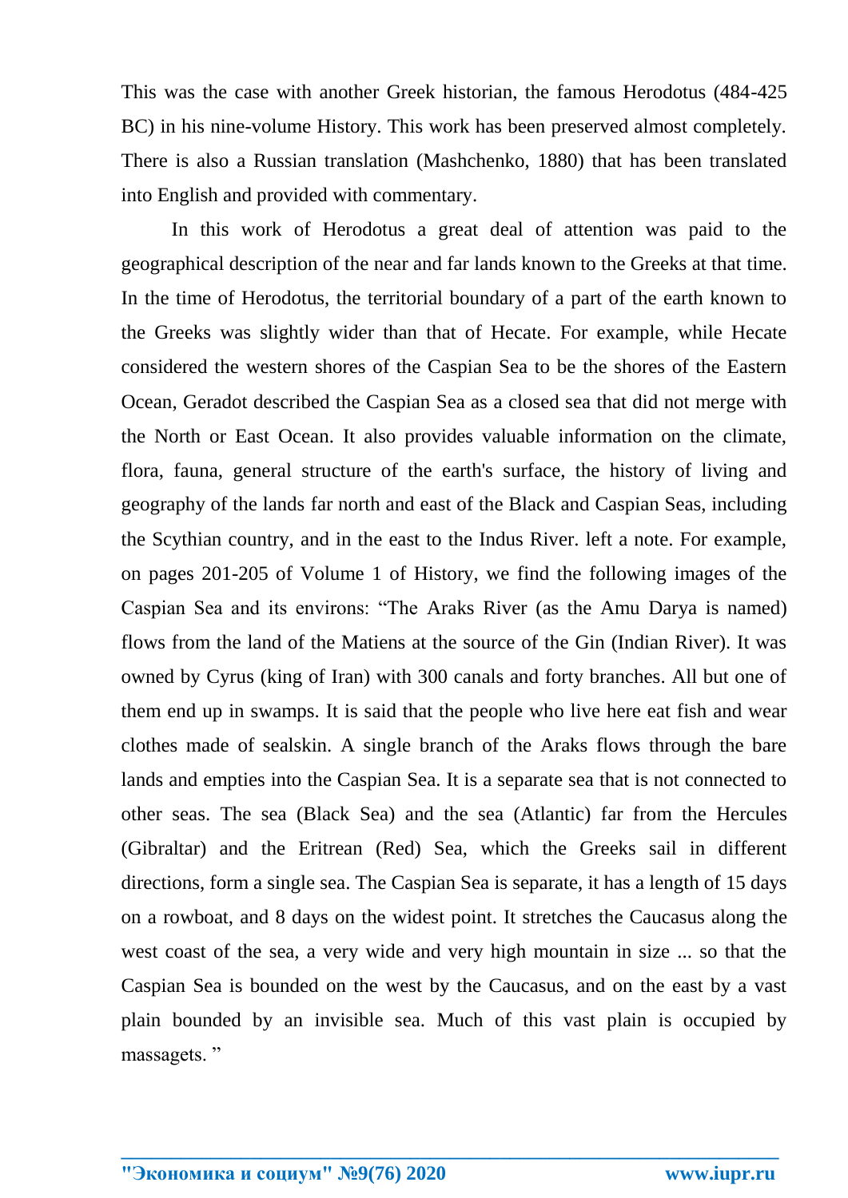This was the case with another Greek historian, the famous Herodotus (484-425 BC) in his nine-volume History. This work has been preserved almost completely. There is also a Russian translation (Mashchenko, 1880) that has been translated into English and provided with commentary.

In this work of Herodotus a great deal of attention was paid to the geographical description of the near and far lands known to the Greeks at that time. In the time of Herodotus, the territorial boundary of a part of the earth known to the Greeks was slightly wider than that of Hecate. For example, while Hecate considered the western shores of the Caspian Sea to be the shores of the Eastern Ocean, Geradot described the Caspian Sea as a closed sea that did not merge with the North or East Ocean. It also provides valuable information on the climate, flora, fauna, general structure of the earth's surface, the history of living and geography of the lands far north and east of the Black and Caspian Seas, including the Scythian country, and in the east to the Indus River. left a note. For example, on pages 201-205 of Volume 1 of History, we find the following images of the Caspian Sea and its environs: "The Araks River (as the Amu Darya is named) flows from the land of the Matiens at the source of the Gin (Indian River). It was owned by Cyrus (king of Iran) with 300 canals and forty branches. All but one of them end up in swamps. It is said that the people who live here eat fish and wear clothes made of sealskin. A single branch of the Araks flows through the bare lands and empties into the Caspian Sea. It is a separate sea that is not connected to other seas. The sea (Black Sea) and the sea (Atlantic) far from the Hercules (Gibraltar) and the Eritrean (Red) Sea, which the Greeks sail in different directions, form a single sea. The Caspian Sea is separate, it has a length of 15 days on a rowboat, and 8 days on the widest point. It stretches the Caucasus along the west coast of the sea, a very wide and very high mountain in size ... so that the Caspian Sea is bounded on the west by the Caucasus, and on the east by a vast plain bounded by an invisible sea. Much of this vast plain is occupied by massagets. "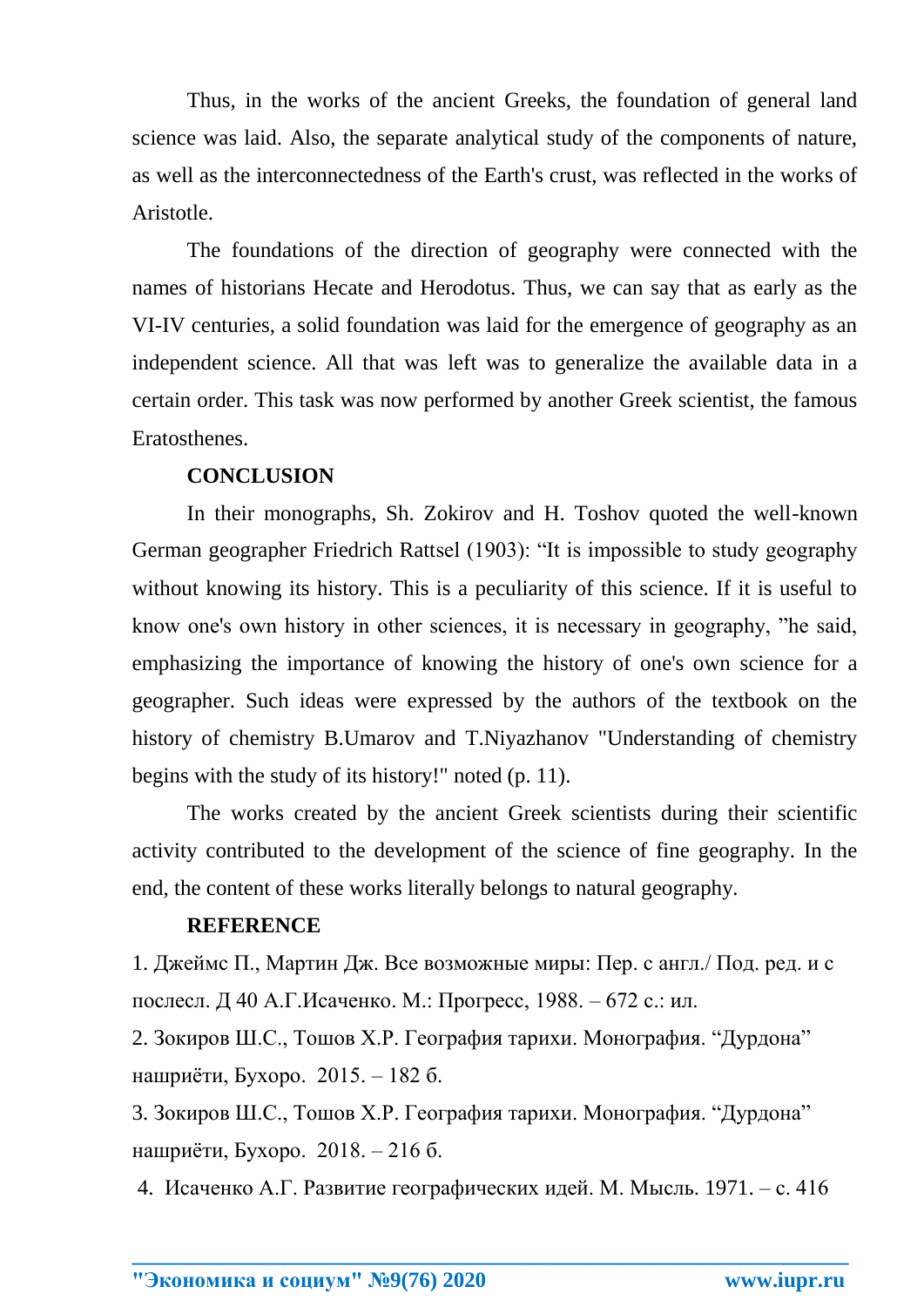Thus, in the works of the ancient Greeks, the foundation of general land science was laid. Also, the separate analytical study of the components of nature, as well as the interconnectedness of the Earth's crust, was reflected in the works of Aristotle.

The foundations of the direction of geography were connected with the names of historians Hecate and Herodotus. Thus, we can say that as early as the VI-IV centuries, a solid foundation was laid for the emergence of geography as an independent science. All that was left was to generalize the available data in a certain order. This task was now performed by another Greek scientist, the famous Eratosthenes.

## CONCLUSION

In their monographs, Sh. Zokirov and H. Toshov quoted the well-known German geographer Friedrich Rattsel (1903): "It is impossible to study geography without knowing its history. This is a peculiarity of this science. If it is useful to know one's own history in other sciences, it is necessary in geography, "he said, emphasizing the importance of knowing the history of one's own science for a geographer. Such ideas were expressed by the authors of the textbook on the history of chemistry B.Umarov and T.Niyazhanov "Understanding of chemistry begins with the study of its history!" noted (p. 11).

The works created by the ancient Greek scientists during their scientific activity contributed to the development of the science of fine geography. In the end, the content of these works literally belongs to natural geography.

## REFERENCE

1. Джеймс П., Мартин Дж. Все возможные миры: Пер. с англ./ Под. ред. и с послесл. Д 40 А.Г.Исаченко. М.: Прогресс, 1988. – 672 с.: ил.
2. Зокиров Ш.С., Тошов Х.Р. География тарихи. Монография. "Дурдона" нашриёти, Бухоро. 2015. – 182 б.
3. Зокиров Ш.С., Тошов Х.Р. География тарихи. Монография. "Дурдона" нашриёти, Бухоро. 2018. – 216 б.
4. Исаченко А.Г. Развитие географических идей. М. Мысль. 1971. – с. 416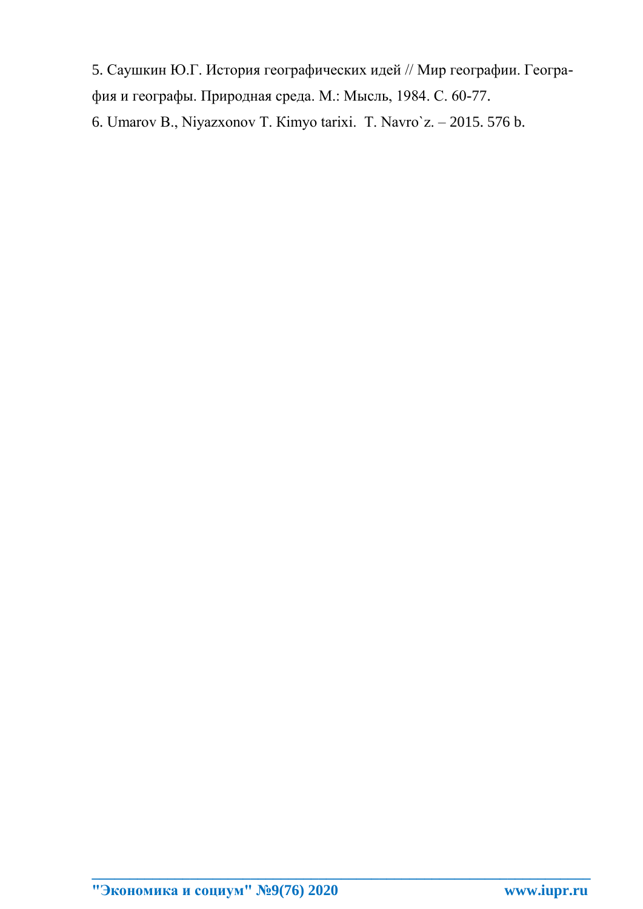5. Саушкин Ю.Г. История географических идей // Мир географии. География и географы. Природная среда. М.: Мысль, 1984. С. 60-77.

6. Umarov B., Niyazxonov T. Kimyo tarixi. T. Navro`z. – 2015. 576 b.